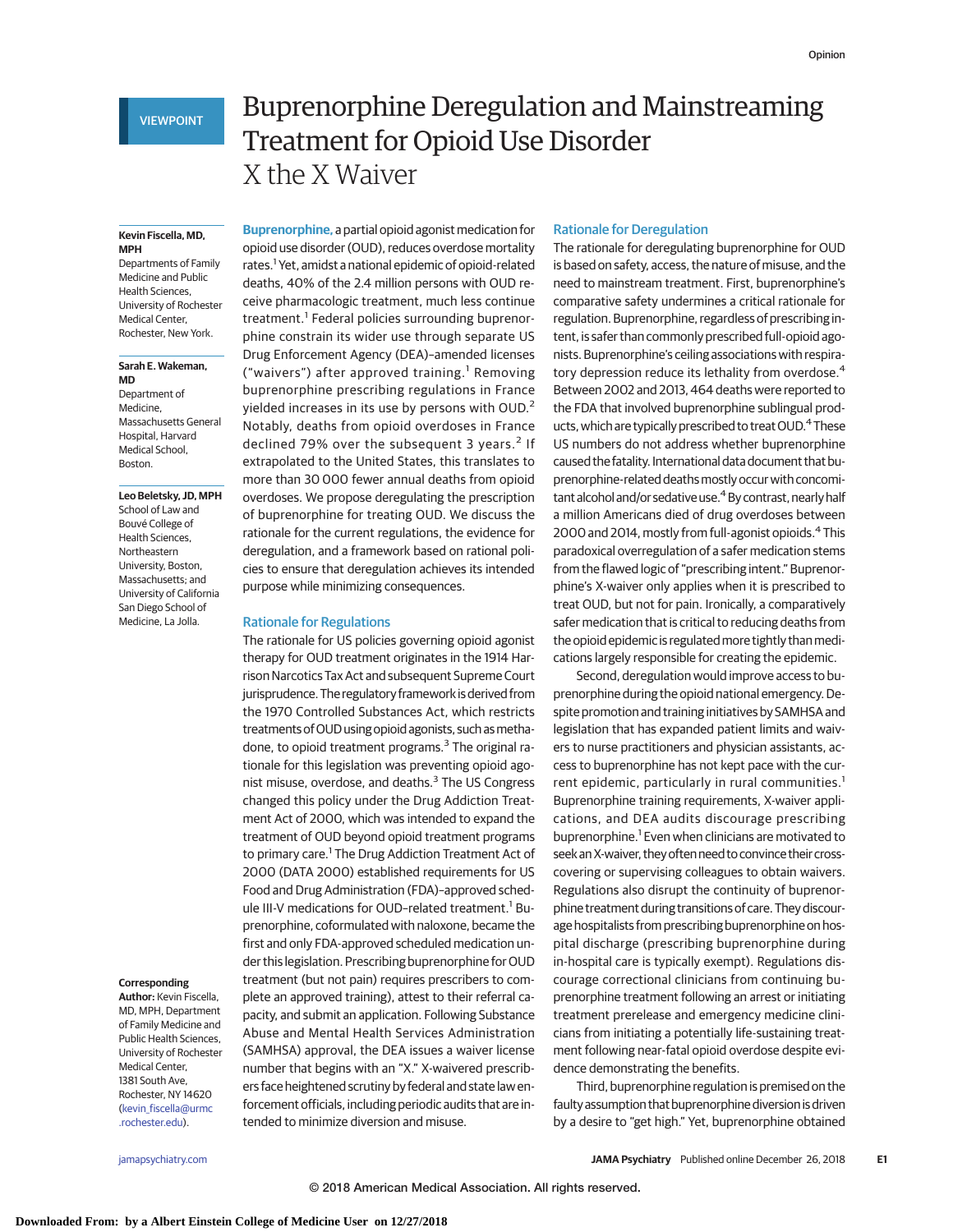VIEWPOINT

# Buprenorphine Deregulation and Mainstreaming Treatment for Opioid Use Disorder

## X the X Waiver

**Kevin Fiscella, MD, MPH**
Departments of Family Medicine and Public Health Sciences, University of Rochester Medical Center, Rochester, New York.

**Sarah E. Wakeman, MD**
Department of Medicine, Massachusetts General Hospital, Harvard Medical School, Boston.

**Leo Beletsky, JD, MPH**
School of Law and Bouvé College of Health Sciences, Northeastern University, Boston, Massachusetts; and University of California San Diego School of Medicine, La Jolla.

**Corresponding Author:** Kevin Fiscella, MD, MPH, Department of Family Medicine and Public Health Sciences, University of Rochester Medical Center, 1381 South Ave, Rochester, NY 14620 (kevin_fiscella@urmc.rochester.edu).

**Buprenorphine,** a partial opioid agonist medication for opioid use disorder (OUD), reduces overdose mortality rates.[1] Yet, amidst a national epidemic of opioid-related deaths, 40% of the 2.4 million persons with OUD receive pharmacologic treatment, much less continue treatment.[1] Federal policies surrounding buprenorphine constrain its wider use through separate US Drug Enforcement Agency (DEA)–amended licenses ("waivers") after approved training.[1] Removing buprenorphine prescribing regulations in France yielded increases in its use by persons with OUD.[2] Notably, deaths from opioid overdoses in France declined 79% over the subsequent 3 years.[2] If extrapolated to the United States, this translates to more than 30 000 fewer annual deaths from opioid overdoses. We propose deregulating the prescription of buprenorphine for treating OUD. We discuss the rationale for the current regulations, the evidence for deregulation, and a framework based on rational policies to ensure that deregulation achieves its intended purpose while minimizing consequences.

## Rationale for Regulations

The rationale for US policies governing opioid agonist therapy for OUD treatment originates in the 1914 Harrison Narcotics Tax Act and subsequent Supreme Court jurisprudence. The regulatory framework is derived from the 1970 Controlled Substances Act, which restricts treatments of OUD using opioid agonists, such as methadone, to opioid treatment programs.[3] The original rationale for this legislation was preventing opioid agonist misuse, overdose, and deaths.[3] The US Congress changed this policy under the Drug Addiction Treatment Act of 2000, which was intended to expand the treatment of OUD beyond opioid treatment programs to primary care.[1] The Drug Addiction Treatment Act of 2000 (DATA 2000) established requirements for US Food and Drug Administration (FDA)–approved schedule III-V medications for OUD–related treatment.[1] Buprenorphine, coformulated with naloxone, became the first and only FDA-approved scheduled medication under this legislation. Prescribing buprenorphine for OUD treatment (but not pain) requires prescribers to complete an approved training, attest to their referral capacity, and submit an application. Following Substance Abuse and Mental Health Services Administration (SAMHSA) approval, the DEA issues a waiver license number that begins with an "X." X-waivered prescribers face heightened scrutiny by federal and state law enforcement officials, including periodic audits that are intended to minimize diversion and misuse.

## Rationale for Deregulation

The rationale for deregulating buprenorphine for OUD is based on safety, access, the nature of misuse, and the need to mainstream treatment. First, buprenorphine's comparative safety undermines a critical rationale for regulation. Buprenorphine, regardless of prescribing intent, is safer than commonly prescribed full-opioid agonists. Buprenorphine's ceiling associations with respiratory depression reduce its lethality from overdose.[4] Between 2002 and 2013, 464 deaths were reported to the FDA that involved buprenorphine sublingual products, which are typically prescribed to treat OUD.[4] These US numbers do not address whether buprenorphine caused the fatality. International data document that buprenorphine-related deaths mostly occur with concomitant alcohol and/or sedative use.[4] By contrast, nearly half a million Americans died of drug overdoses between 2000 and 2014, mostly from full-agonist opioids.[4] This paradoxical overregulation of a safer medication stems from the flawed logic of "prescribing intent." Buprenorphine's X-waiver only applies when it is prescribed to treat OUD, but not for pain. Ironically, a comparatively safer medication that is critical to reducing deaths from the opioid epidemic is regulated more tightly than medications largely responsible for creating the epidemic.

Second, deregulation would improve access to buprenorphine during the opioid national emergency. Despite promotion and training initiatives by SAMHSA and legislation that has expanded patient limits and waivers to nurse practitioners and physician assistants, access to buprenorphine has not kept pace with the current epidemic, particularly in rural communities.[1] Buprenorphine training requirements, X-waiver applications, and DEA audits discourage prescribing buprenorphine.[1] Even when clinicians are motivated to seek an X-waiver, they often need to convince their cross-covering or supervising colleagues to obtain waivers. Regulations also disrupt the continuity of buprenorphine treatment during transitions of care. They discourage hospitalists from prescribing buprenorphine on hospital discharge (prescribing buprenorphine during in-hospital care is typically exempt). Regulations discourage correctional clinicians from continuing buprenorphine treatment following an arrest or initiating treatment prerelease and emergency medicine clinicians from initiating a potentially life-sustaining treatment following near-fatal opioid overdose despite evidence demonstrating the benefits.

Third, buprenorphine regulation is premised on the faulty assumption that buprenorphine diversion is driven by a desire to "get high." Yet, buprenorphine obtained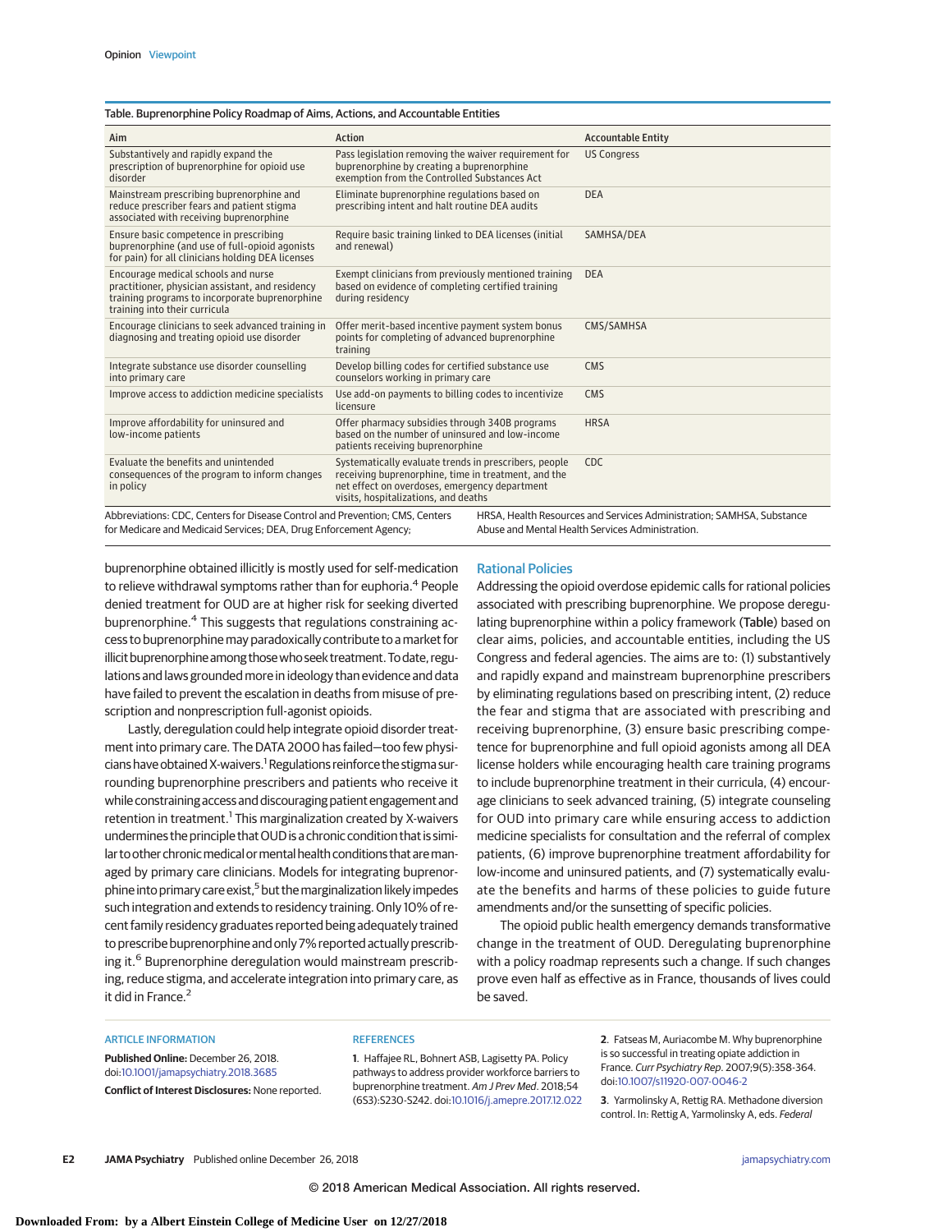Table. Buprenorphine Policy Roadmap of Aims, Actions, and Accountable Entities

| Aim | Action | Accountable Entity |
|---|---|---|
| Substantively and rapidly expand the prescription of buprenorphine for opioid use disorder | Pass legislation removing the waiver requirement for buprenorphine by creating a buprenorphine exemption from the Controlled Substances Act | US Congress |
| Mainstream prescribing buprenorphine and reduce prescriber fears and patient stigma associated with receiving buprenorphine | Eliminate buprenorphine regulations based on prescribing intent and halt routine DEA audits | DEA |
| Ensure basic competence in prescribing buprenorphine (and use of full-opioid agonists for pain) for all clinicians holding DEA licenses | Require basic training linked to DEA licenses (initial and renewal) | SAMHSA/DEA |
| Encourage medical schools and nurse practitioner, physician assistant, and residency training programs to incorporate buprenorphine training into their curricula | Exempt clinicians from previously mentioned training based on evidence of completing certified training during residency | DEA |
| Encourage clinicians to seek advanced training in diagnosing and treating opioid use disorder | Offer merit-based incentive payment system bonus points for completing of advanced buprenorphine training | CMS/SAMHSA |
| Integrate substance use disorder counselling into primary care | Develop billing codes for certified substance use counselors working in primary care | CMS |
| Improve access to addiction medicine specialists | Use add-on payments to billing codes to incentivize licensure | CMS |
| Improve affordability for uninsured and low-income patients | Offer pharmacy subsidies through 340B programs based on the number of uninsured and low-income patients receiving buprenorphine | HRSA |
| Evaluate the benefits and unintended consequences of the program to inform changes in policy | Systematically evaluate trends in prescribers, people receiving buprenorphine, time in treatment, and the net effect on overdoses, emergency department visits, hospitalizations, and deaths | CDC |

Abbreviations: CDC, Centers for Disease Control and Prevention; CMS, Centers for Medicare and Medicaid Services; DEA, Drug Enforcement Agency; HRSA, Health Resources and Services Administration; SAMHSA, Substance Abuse and Mental Health Services Administration.

buprenorphine obtained illicitly is mostly used for self-medication to relieve withdrawal symptoms rather than for euphoria.[4] People denied treatment for OUD are at higher risk for seeking diverted buprenorphine.[4] This suggests that regulations constraining access to buprenorphine may paradoxically contribute to a market for illicit buprenorphine among those who seek treatment. To date, regulations and laws grounded more in ideology than evidence and data have failed to prevent the escalation in deaths from misuse of prescription and nonprescription full-agonist opioids.

Lastly, deregulation could help integrate opioid disorder treatment into primary care. The DATA 2000 has failed—too few physicians have obtained X-waivers.[1] Regulations reinforce the stigma surrounding buprenorphine prescribers and patients who receive it while constraining access and discouraging patient engagement and retention in treatment.[1] This marginalization created by X-waivers undermines the principle that OUD is a chronic condition that is similar to other chronic medical or mental health conditions that are managed by primary care clinicians. Models for integrating buprenorphine into primary care exist,[5] but the marginalization likely impedes such integration and extends to residency training. Only 10% of recent family residency graduates reported being adequately trained to prescribe buprenorphine and only 7% reported actually prescribing it.[6] Buprenorphine deregulation would mainstream prescribing, reduce stigma, and accelerate integration into primary care, as it did in France.[2]

## Rational Policies

Addressing the opioid overdose epidemic calls for rational policies associated with prescribing buprenorphine. We propose deregulating buprenorphine within a policy framework (Table) based on clear aims, policies, and accountable entities, including the US Congress and federal agencies. The aims are to: (1) substantively and rapidly expand and mainstream buprenorphine prescribers by eliminating regulations based on prescribing intent, (2) reduce the fear and stigma that are associated with prescribing and receiving buprenorphine, (3) ensure basic prescribing competence for buprenorphine and full opioid agonists among all DEA license holders while encouraging health care training programs to include buprenorphine treatment in their curricula, (4) encourage clinicians to seek advanced training, (5) integrate counseling for OUD into primary care while ensuring access to addiction medicine specialists for consultation and the referral of complex patients, (6) improve buprenorphine treatment affordability for low-income and uninsured patients, and (7) systematically evaluate the benefits and harms of these policies to guide future amendments and/or the sunsetting of specific policies.

The opioid public health emergency demands transformative change in the treatment of OUD. Deregulating buprenorphine with a policy roadmap represents such a change. If such changes prove even half as effective as in France, thousands of lives could be saved.

### ARTICLE INFORMATION

**Published Online:** December 26, 2018. doi:10.1001/jamapsychiatry.2018.3685

**Conflict of Interest Disclosures:** None reported.

### REFERENCES

1. Haffajee RL, Bohnert ASB, Lagisetty PA. Policy pathways to address provider workforce barriers to buprenorphine treatment. *Am J Prev Med*. 2018;54(6S3):S230-S242. doi:10.1016/j.amepre.2017.12.022

2. Fatseas M, Auriacombe M. Why buprenorphine is so successful in treating opiate addiction in France. *Curr Psychiatry Rep*. 2007;9(5):358-364. doi:10.1007/s11920-007-0046-2

3. Yarmolinsky A, Rettig RA. Methadone diversion control. In: Rettig A, Yarmolinsky A, eds. *Federal*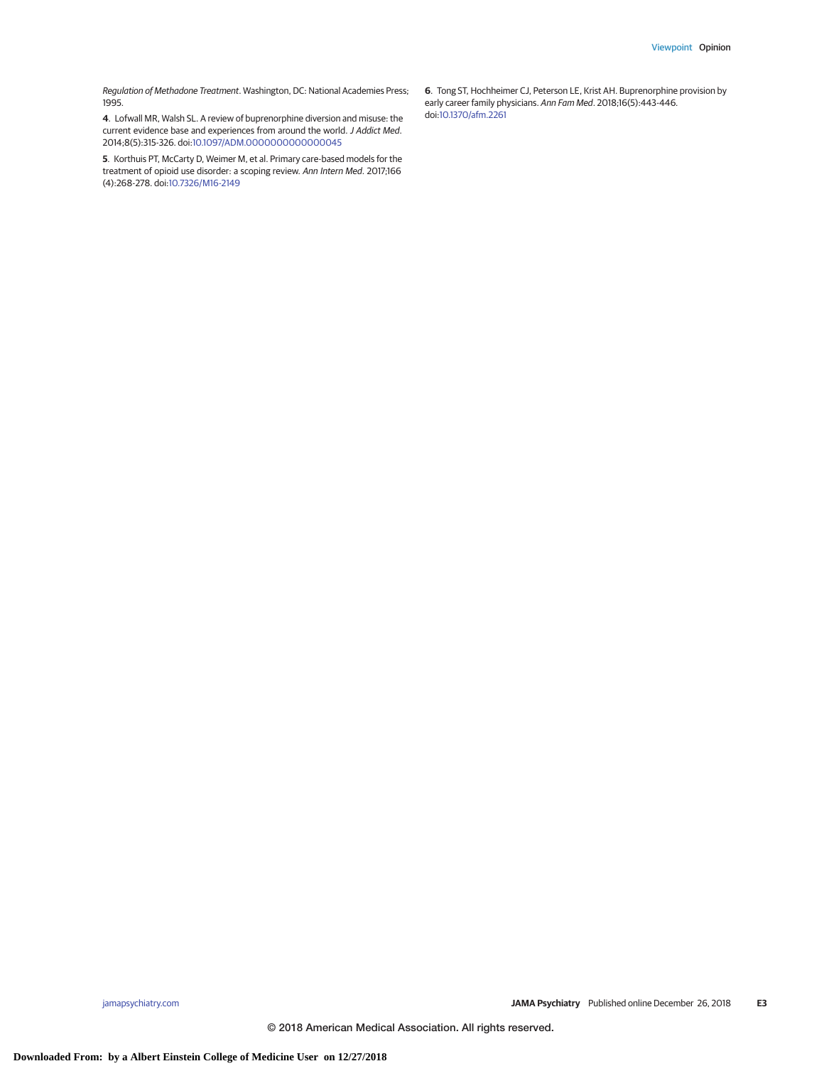*Regulation of Methadone Treatment*. Washington, DC: National Academies Press; 1995.

**4**. Lofwall MR, Walsh SL. A review of buprenorphine diversion and misuse: the current evidence base and experiences from around the world. *J Addict Med*. 2014;8(5):315-326. doi:10.1097/ADM.0000000000000045

**5**. Korthuis PT, McCarty D, Weimer M, et al. Primary care-based models for the treatment of opioid use disorder: a scoping review. *Ann Intern Med*. 2017;166 (4):268-278. doi:10.7326/M16-2149

**6**. Tong ST, Hochheimer CJ, Peterson LE, Krist AH. Buprenorphine provision by early career family physicians. *Ann Fam Med*. 2018;16(5):443-446. doi:10.1370/afm.2261